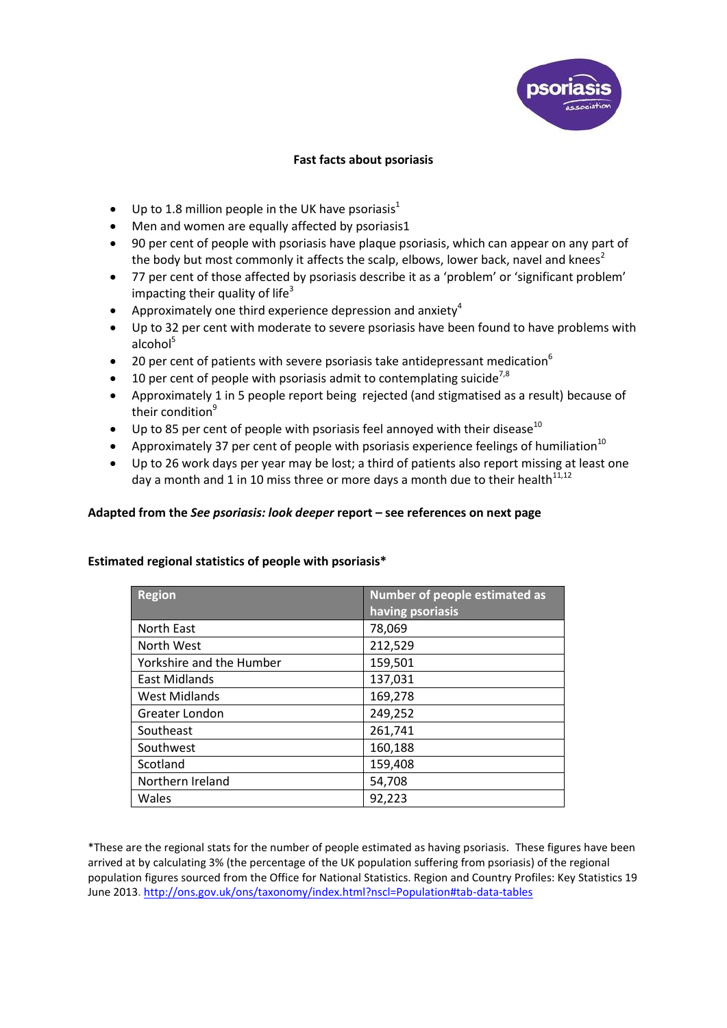**Fast facts about psoriasis**

- Up to 1.8 million people in the UK have psoriasis[1]
- Men and women are equally affected by psoriasis1
- 90 per cent of people with psoriasis have plaque psoriasis, which can appear on any part of the body but most commonly it affects the scalp, elbows, lower back, navel and knees[2]
- 77 per cent of those affected by psoriasis describe it as a 'problem' or 'significant problem' impacting their quality of life[3]
- Approximately one third experience depression and anxiety[4]
- Up to 32 per cent with moderate to severe psoriasis have been found to have problems with alcohol[5]
- 20 per cent of patients with severe psoriasis take antidepressant medication[6]
- 10 per cent of people with psoriasis admit to contemplating suicide[7,8]
- Approximately 1 in 5 people report being rejected (and stigmatised as a result) because of their condition[9]
- Up to 85 per cent of people with psoriasis feel annoyed with their disease[10]
- Approximately 37 per cent of people with psoriasis experience feelings of humiliation[10]
- Up to 26 work days per year may be lost; a third of patients also report missing at least one day a month and 1 in 10 miss three or more days a month due to their health[11,12]

**Adapted from the *See psoriasis: look deeper* report – see references on next page**

**Estimated regional statistics of people with psoriasis***

| Region | Number of people estimated as having psoriasis |
|---|---|
| North East | 78,069 |
| North West | 212,529 |
| Yorkshire and the Humber | 159,501 |
| East Midlands | 137,031 |
| West Midlands | 169,278 |
| Greater London | 249,252 |
| Southeast | 261,741 |
| Southwest | 160,188 |
| Scotland | 159,408 |
| Northern Ireland | 54,708 |
| Wales | 92,223 |

*These are the regional stats for the number of people estimated as having psoriasis. These figures have been arrived at by calculating 3% (the percentage of the UK population suffering from psoriasis) of the regional population figures sourced from the Office for National Statistics. Region and Country Profiles: Key Statistics 19 June 2013. http://ons.gov.uk/ons/taxonomy/index.html?nscl=Population#tab-data-tables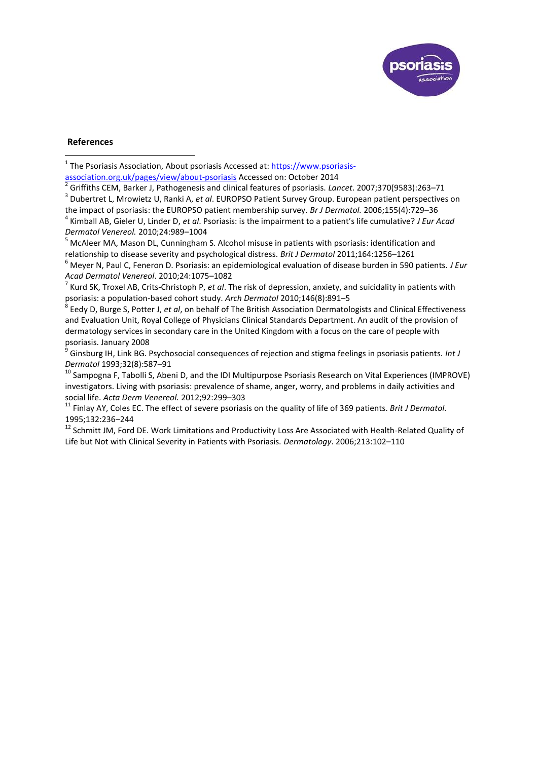## References

[1] The Psoriasis Association, About psoriasis Accessed at: [https://www.psoriasis-association.org.uk/pages/view/about-psoriasis](https://www.psoriasis-association.org.uk/pages/view/about-psoriasis) Accessed on: October 2014

[2] Griffiths CEM, Barker J, Pathogenesis and clinical features of psoriasis. *Lancet*. 2007;370(9583):263–71

[3] Dubertret L, Mrowietz U, Ranki A, *et al*. EUROPSO Patient Survey Group. European patient perspectives on the impact of psoriasis: the EUROPSO patient membership survey. *Br J Dermatol.* 2006;155(4):729–36

[4] Kimball AB, Gieler U, Linder D, *et al*. Psoriasis: is the impairment to a patient's life cumulative? *J Eur Acad Dermatol Venereol.* 2010;24:989–1004

[5] McAleer MA, Mason DL, Cunningham S. Alcohol misuse in patients with psoriasis: identification and relationship to disease severity and psychological distress. *Brit J Dermatol* 2011;164:1256–1261

[6] Meyer N, Paul C, Feneron D. Psoriasis: an epidemiological evaluation of disease burden in 590 patients. *J Eur Acad Dermatol Venereol*. 2010;24:1075–1082

[7] Kurd SK, Troxel AB, Crits-Christoph P, *et al*. The risk of depression, anxiety, and suicidality in patients with psoriasis: a population-based cohort study. *Arch Dermatol* 2010;146(8):891–5

[8] Eedy D, Burge S, Potter J, *et al*, on behalf of The British Association Dermatologists and Clinical Effectiveness and Evaluation Unit, Royal College of Physicians Clinical Standards Department. An audit of the provision of dermatology services in secondary care in the United Kingdom with a focus on the care of people with psoriasis. January 2008

[9] Ginsburg IH, Link BG. Psychosocial consequences of rejection and stigma feelings in psoriasis patients. *Int J Dermatol* 1993;32(8):587–91

[10] Sampogna F, Tabolli S, Abeni D, and the IDI Multipurpose Psoriasis Research on Vital Experiences (IMPROVE) investigators. Living with psoriasis: prevalence of shame, anger, worry, and problems in daily activities and social life. *Acta Derm Venereol.* 2012;92:299–303

[11] Finlay AY, Coles EC. The effect of severe psoriasis on the quality of life of 369 patients. *Brit J Dermatol.* 1995;132:236–244

[12] Schmitt JM, Ford DE. Work Limitations and Productivity Loss Are Associated with Health-Related Quality of Life but Not with Clinical Severity in Patients with Psoriasis. *Dermatology*. 2006;213:102–110